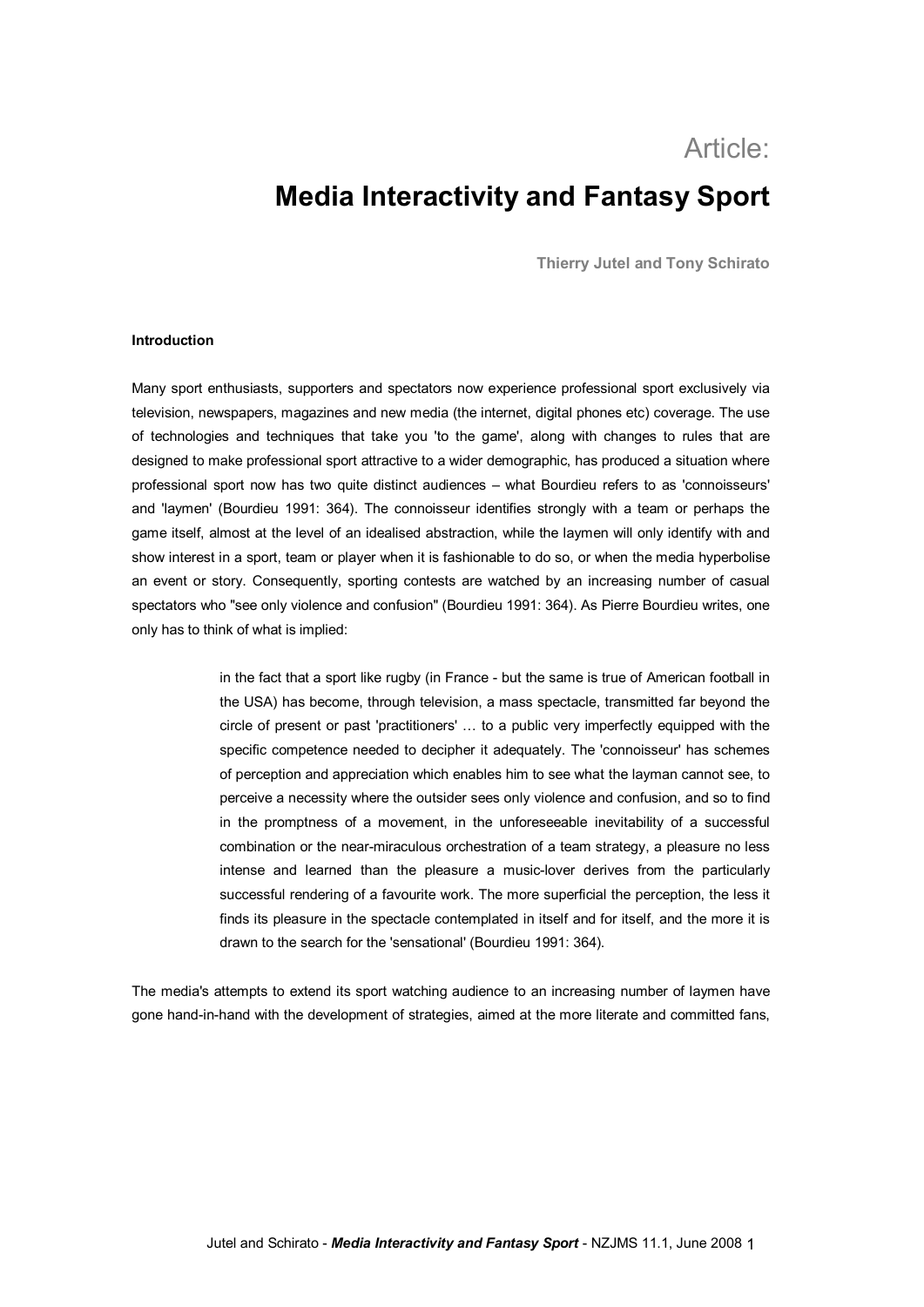Article:

# Media Interactivity and Fantasy Sport

**Thierry Jutel and Tony Schirato**

### Introduction

Many sport enthusiasts, supporters and spectators now experience professional sport exclusively via television, newspapers, magazines and new media (the internet, digital phones etc) coverage. The use of technologies and techniques that take you 'to the game', along with changes to rules that are designed to make professional sport attractive to a wider demographic, has produced a situation where professional sport now has two quite distinct audiences – what Bourdieu refers to as 'connoisseurs' and 'laymen' (Bourdieu 1991: 364). The connoisseur identifies strongly with a team or perhaps the game itself, almost at the level of an idealised abstraction, while the laymen will only identify with and show interest in a sport, team or player when it is fashionable to do so, or when the media hyperbolise an event or story. Consequently, sporting contests are watched by an increasing number of casual spectators who "see only violence and confusion" (Bourdieu 1991: 364). As Pierre Bourdieu writes, one only has to think of what is implied:

> in the fact that a sport like rugby (in France - but the same is true of American football in the USA) has become, through television, a mass spectacle, transmitted far beyond the circle of present or past 'practitioners' … to a public very imperfectly equipped with the specific competence needed to decipher it adequately. The 'connoisseur' has schemes of perception and appreciation which enables him to see what the layman cannot see, to perceive a necessity where the outsider sees only violence and confusion, and so to find in the promptness of a movement, in the unforeseeable inevitability of a successful combination or the near-miraculous orchestration of a team strategy, a pleasure no less intense and learned than the pleasure a music-lover derives from the particularly successful rendering of a favourite work. The more superficial the perception, the less it finds its pleasure in the spectacle contemplated in itself and for itself, and the more it is drawn to the search for the 'sensational' (Bourdieu 1991: 364).

The media's attempts to extend its sport watching audience to an increasing number of laymen have gone hand-in-hand with the development of strategies, aimed at the more literate and committed fans,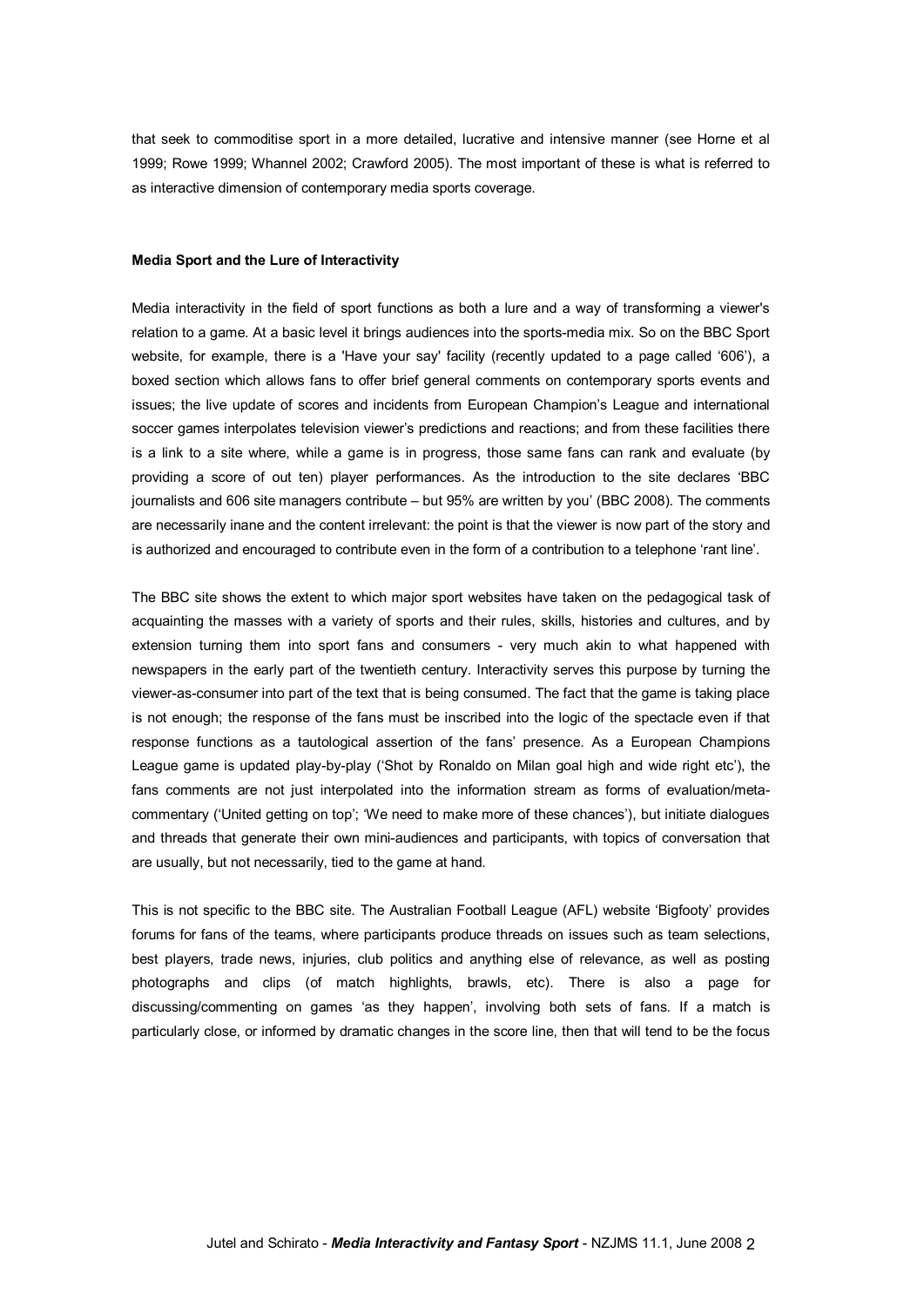that seek to commoditise sport in a more detailed, lucrative and intensive manner (see Horne et al 1999; Rowe 1999; Whannel 2002; Crawford 2005). The most important of these is what is referred to as interactive dimension of contemporary media sports coverage.

## Media Sport and the Lure of Interactivity

Media interactivity in the field of sport functions as both a lure and a way of transforming a viewer's relation to a game. At a basic level it brings audiences into the sports-media mix. So on the BBC Sport website, for example, there is a 'Have your say' facility (recently updated to a page called '606'), a boxed section which allows fans to offer brief general comments on contemporary sports events and issues; the live update of scores and incidents from European Champion's League and international soccer games interpolates television viewer's predictions and reactions; and from these facilities there is a link to a site where, while a game is in progress, those same fans can rank and evaluate (by providing a score of out ten) player performances. As the introduction to the site declares 'BBC journalists and 606 site managers contribute – but 95% are written by you' (BBC 2008). The comments are necessarily inane and the content irrelevant: the point is that the viewer is now part of the story and is authorized and encouraged to contribute even in the form of a contribution to a telephone 'rant line'.

The BBC site shows the extent to which major sport websites have taken on the pedagogical task of acquainting the masses with a variety of sports and their rules, skills, histories and cultures, and by extension turning them into sport fans and consumers - very much akin to what happened with newspapers in the early part of the twentieth century. Interactivity serves this purpose by turning the viewer-as-consumer into part of the text that is being consumed. The fact that the game is taking place is not enough; the response of the fans must be inscribed into the logic of the spectacle even if that response functions as a tautological assertion of the fans' presence. As a European Champions League game is updated play-by-play ('Shot by Ronaldo on Milan goal high and wide right etc'), the fans comments are not just interpolated into the information stream as forms of evaluation/meta-commentary ('United getting on top'; 'We need to make more of these chances'), but initiate dialogues and threads that generate their own mini-audiences and participants, with topics of conversation that are usually, but not necessarily, tied to the game at hand.

This is not specific to the BBC site. The Australian Football League (AFL) website 'Bigfooty' provides forums for fans of the teams, where participants produce threads on issues such as team selections, best players, trade news, injuries, club politics and anything else of relevance, as well as posting photographs and clips (of match highlights, brawls, etc). There is also a page for discussing/commenting on games 'as they happen', involving both sets of fans. If a match is particularly close, or informed by dramatic changes in the score line, then that will tend to be the focus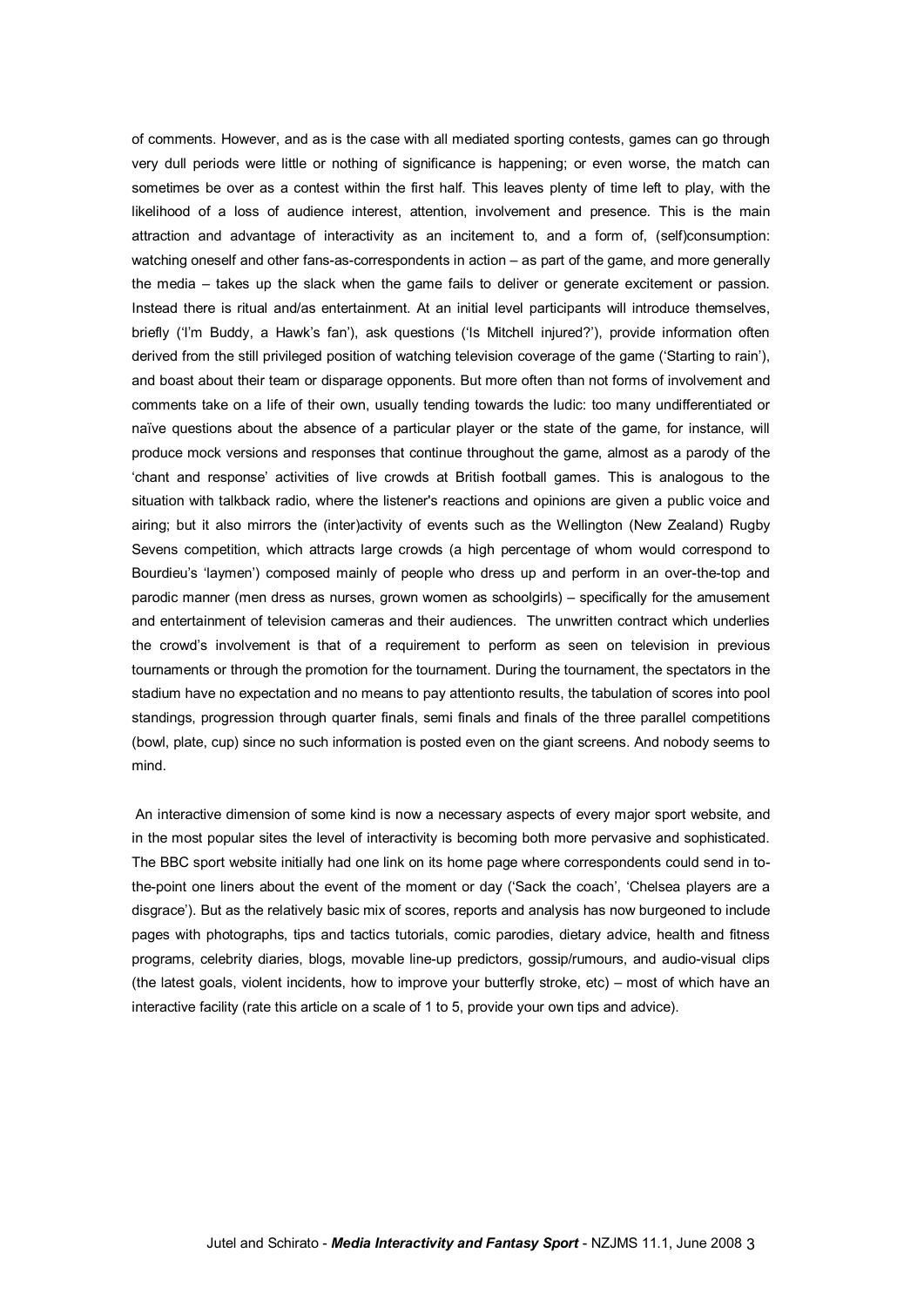of comments. However, and as is the case with all mediated sporting contests, games can go through very dull periods were little or nothing of significance is happening; or even worse, the match can sometimes be over as a contest within the first half. This leaves plenty of time left to play, with the likelihood of a loss of audience interest, attention, involvement and presence. This is the main attraction and advantage of interactivity as an incitement to, and a form of, (self)consumption: watching oneself and other fans-as-correspondents in action – as part of the game, and more generally the media – takes up the slack when the game fails to deliver or generate excitement or passion. Instead there is ritual and/as entertainment. At an initial level participants will introduce themselves, briefly ('I'm Buddy, a Hawk's fan'), ask questions ('Is Mitchell injured?'), provide information often derived from the still privileged position of watching television coverage of the game ('Starting to rain'), and boast about their team or disparage opponents. But more often than not forms of involvement and comments take on a life of their own, usually tending towards the ludic: too many undifferentiated or naïve questions about the absence of a particular player or the state of the game, for instance, will produce mock versions and responses that continue throughout the game, almost as a parody of the 'chant and response' activities of live crowds at British football games. This is analogous to the situation with talkback radio, where the listener's reactions and opinions are given a public voice and airing; but it also mirrors the (inter)activity of events such as the Wellington (New Zealand) Rugby Sevens competition, which attracts large crowds (a high percentage of whom would correspond to Bourdieu's 'laymen') composed mainly of people who dress up and perform in an over-the-top and parodic manner (men dress as nurses, grown women as schoolgirls) – specifically for the amusement and entertainment of television cameras and their audiences. The unwritten contract which underlies the crowd's involvement is that of a requirement to perform as seen on television in previous tournaments or through the promotion for the tournament. During the tournament, the spectators in the stadium have no expectation and no means to pay attentionto results, the tabulation of scores into pool standings, progression through quarter finals, semi finals and finals of the three parallel competitions (bowl, plate, cup) since no such information is posted even on the giant screens. And nobody seems to mind.

An interactive dimension of some kind is now a necessary aspects of every major sport website, and in the most popular sites the level of interactivity is becoming both more pervasive and sophisticated. The BBC sport website initially had one link on its home page where correspondents could send in to-the-point one liners about the event of the moment or day ('Sack the coach', 'Chelsea players are a disgrace'). But as the relatively basic mix of scores, reports and analysis has now burgeoned to include pages with photographs, tips and tactics tutorials, comic parodies, dietary advice, health and fitness programs, celebrity diaries, blogs, movable line-up predictors, gossip/rumours, and audio-visual clips (the latest goals, violent incidents, how to improve your butterfly stroke, etc) – most of which have an interactive facility (rate this article on a scale of 1 to 5, provide your own tips and advice).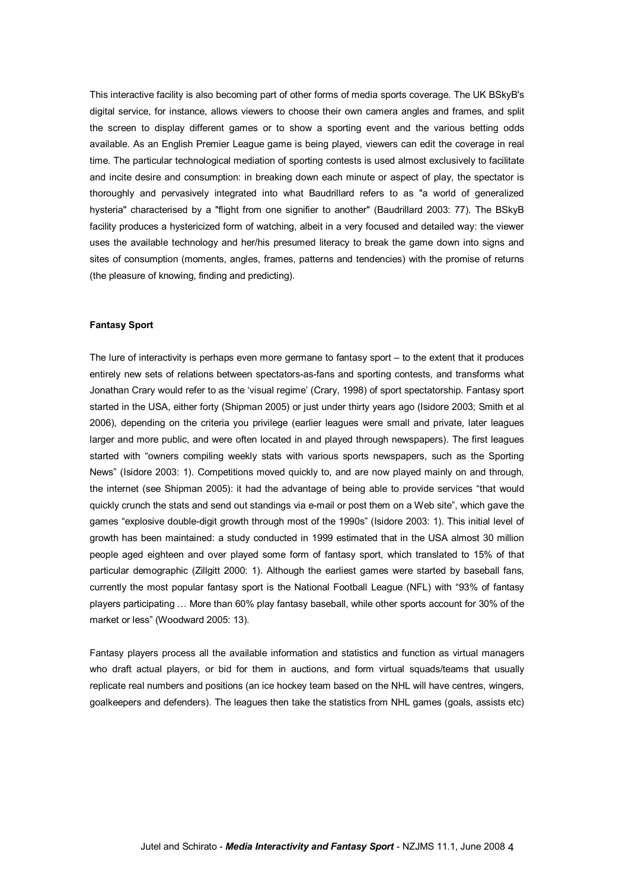This interactive facility is also becoming part of other forms of media sports coverage. The UK BSkyB's digital service, for instance, allows viewers to choose their own camera angles and frames, and split the screen to display different games or to show a sporting event and the various betting odds available. As an English Premier League game is being played, viewers can edit the coverage in real time. The particular technological mediation of sporting contests is used almost exclusively to facilitate and incite desire and consumption: in breaking down each minute or aspect of play, the spectator is thoroughly and pervasively integrated into what Baudrillard refers to as "a world of generalized hysteria" characterised by a "flight from one signifier to another" (Baudrillard 2003: 77). The BSkyB facility produces a hystericized form of watching, albeit in a very focused and detailed way: the viewer uses the available technology and her/his presumed literacy to break the game down into signs and sites of consumption (moments, angles, frames, patterns and tendencies) with the promise of returns (the pleasure of knowing, finding and predicting).

**Fantasy Sport**

The lure of interactivity is perhaps even more germane to fantasy sport – to the extent that it produces entirely new sets of relations between spectators-as-fans and sporting contests, and transforms what Jonathan Crary would refer to as the 'visual regime' (Crary, 1998) of sport spectatorship. Fantasy sport started in the USA, either forty (Shipman 2005) or just under thirty years ago (Isidore 2003; Smith et al 2006), depending on the criteria you privilege (earlier leagues were small and private, later leagues larger and more public, and were often located in and played through newspapers). The first leagues started with "owners compiling weekly stats with various sports newspapers, such as the Sporting News" (Isidore 2003: 1). Competitions moved quickly to, and are now played mainly on and through, the internet (see Shipman 2005): it had the advantage of being able to provide services "that would quickly crunch the stats and send out standings via e-mail or post them on a Web site", which gave the games "explosive double-digit growth through most of the 1990s" (Isidore 2003: 1). This initial level of growth has been maintained: a study conducted in 1999 estimated that in the USA almost 30 million people aged eighteen and over played some form of fantasy sport, which translated to 15% of that particular demographic (Zillgitt 2000: 1). Although the earliest games were started by baseball fans, currently the most popular fantasy sport is the National Football League (NFL) with "93% of fantasy players participating … More than 60% play fantasy baseball, while other sports account for 30% of the market or less" (Woodward 2005: 13).

Fantasy players process all the available information and statistics and function as virtual managers who draft actual players, or bid for them in auctions, and form virtual squads/teams that usually replicate real numbers and positions (an ice hockey team based on the NHL will have centres, wingers, goalkeepers and defenders). The leagues then take the statistics from NHL games (goals, assists etc)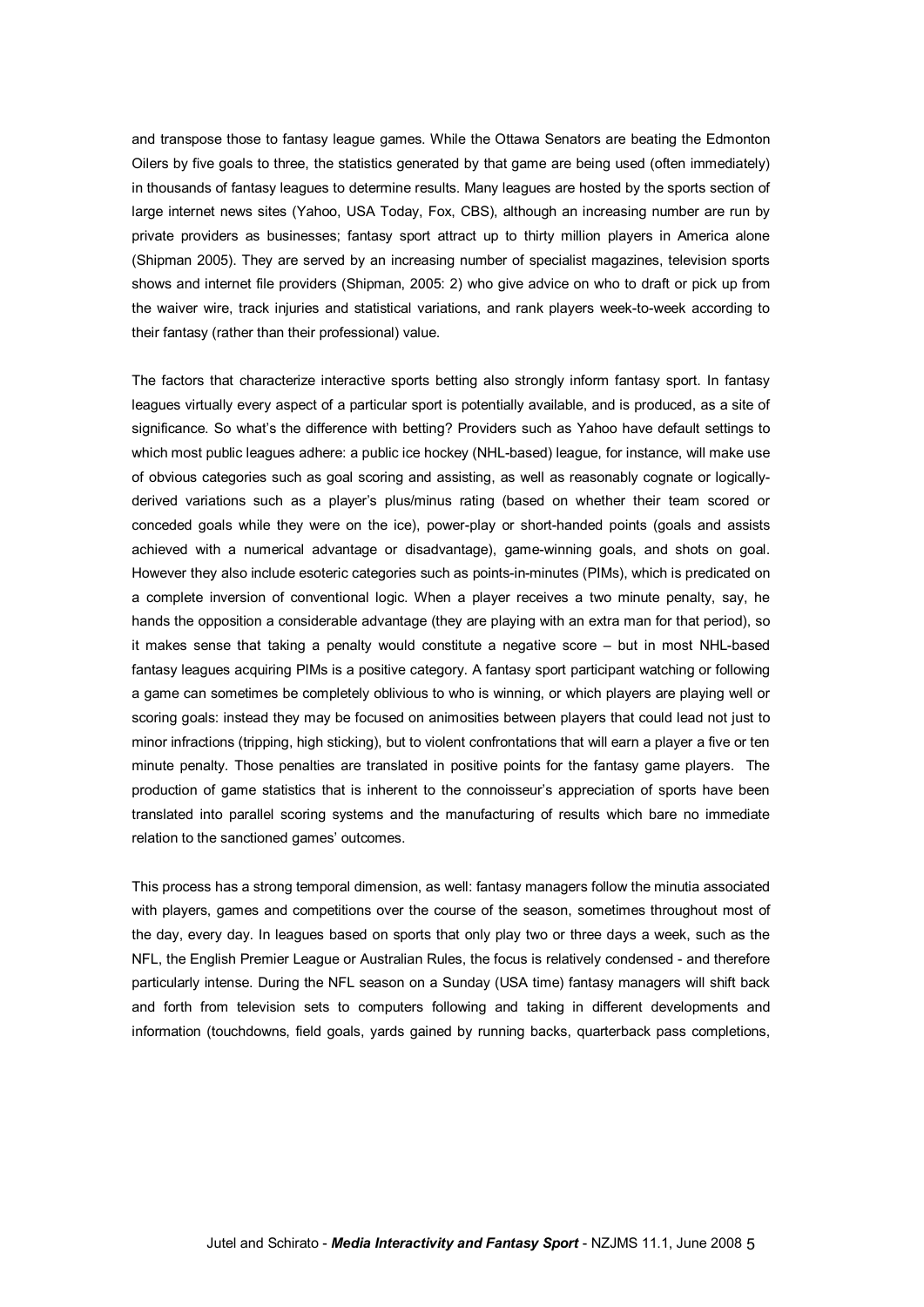and transpose those to fantasy league games. While the Ottawa Senators are beating the Edmonton Oilers by five goals to three, the statistics generated by that game are being used (often immediately) in thousands of fantasy leagues to determine results. Many leagues are hosted by the sports section of large internet news sites (Yahoo, USA Today, Fox, CBS), although an increasing number are run by private providers as businesses; fantasy sport attract up to thirty million players in America alone (Shipman 2005). They are served by an increasing number of specialist magazines, television sports shows and internet file providers (Shipman, 2005: 2) who give advice on who to draft or pick up from the waiver wire, track injuries and statistical variations, and rank players week-to-week according to their fantasy (rather than their professional) value.

The factors that characterize interactive sports betting also strongly inform fantasy sport. In fantasy leagues virtually every aspect of a particular sport is potentially available, and is produced, as a site of significance. So what's the difference with betting? Providers such as Yahoo have default settings to which most public leagues adhere: a public ice hockey (NHL-based) league, for instance, will make use of obvious categories such as goal scoring and assisting, as well as reasonably cognate or logically-derived variations such as a player's plus/minus rating (based on whether their team scored or conceded goals while they were on the ice), power-play or short-handed points (goals and assists achieved with a numerical advantage or disadvantage), game-winning goals, and shots on goal. However they also include esoteric categories such as points-in-minutes (PIMs), which is predicated on a complete inversion of conventional logic. When a player receives a two minute penalty, say, he hands the opposition a considerable advantage (they are playing with an extra man for that period), so it makes sense that taking a penalty would constitute a negative score – but in most NHL-based fantasy leagues acquiring PIMs is a positive category. A fantasy sport participant watching or following a game can sometimes be completely oblivious to who is winning, or which players are playing well or scoring goals: instead they may be focused on animosities between players that could lead not just to minor infractions (tripping, high sticking), but to violent confrontations that will earn a player a five or ten minute penalty. Those penalties are translated in positive points for the fantasy game players. The production of game statistics that is inherent to the connoisseur's appreciation of sports have been translated into parallel scoring systems and the manufacturing of results which bare no immediate relation to the sanctioned games' outcomes.

This process has a strong temporal dimension, as well: fantasy managers follow the minutia associated with players, games and competitions over the course of the season, sometimes throughout most of the day, every day. In leagues based on sports that only play two or three days a week, such as the NFL, the English Premier League or Australian Rules, the focus is relatively condensed - and therefore particularly intense. During the NFL season on a Sunday (USA time) fantasy managers will shift back and forth from television sets to computers following and taking in different developments and information (touchdowns, field goals, yards gained by running backs, quarterback pass completions,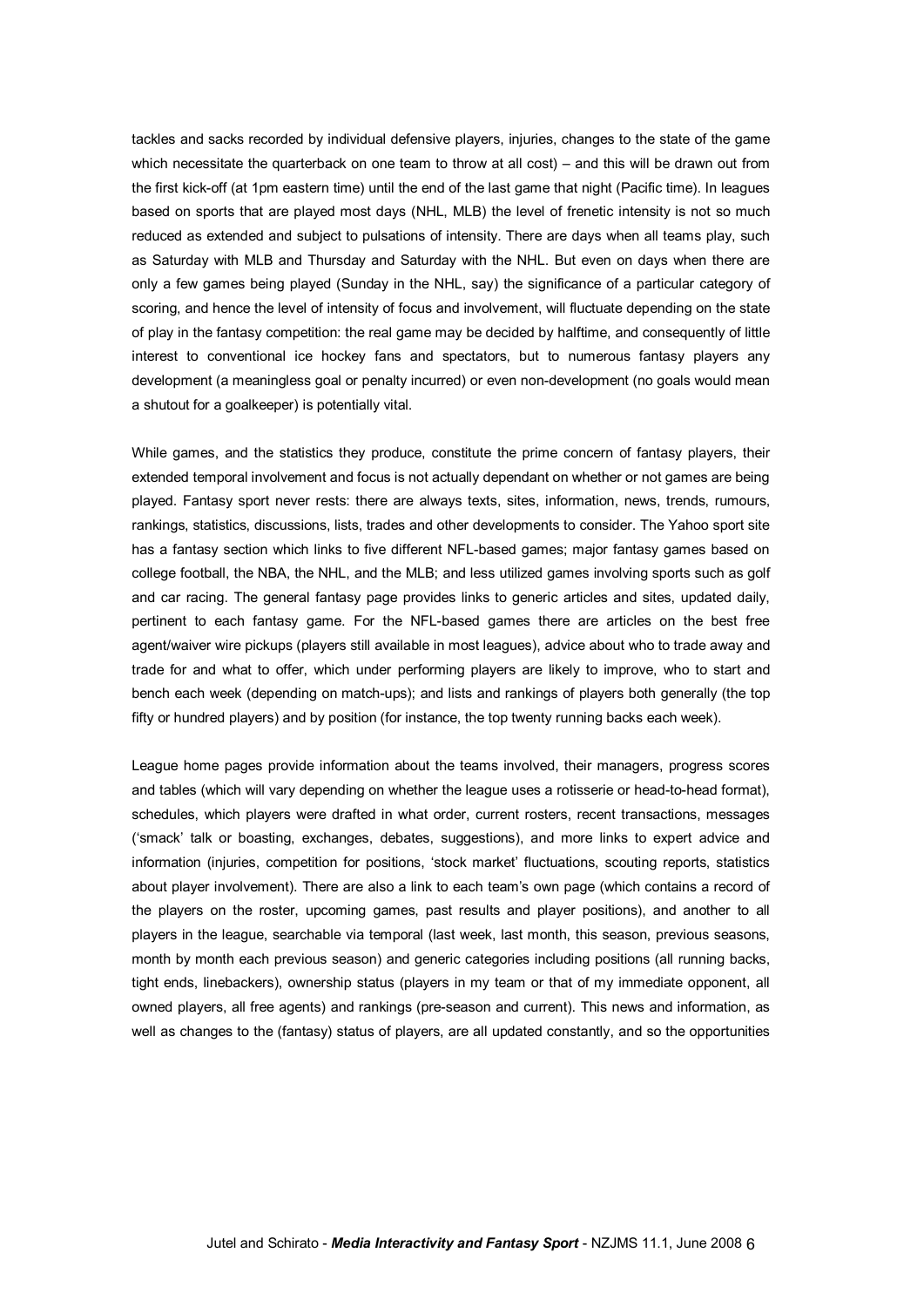tackles and sacks recorded by individual defensive players, injuries, changes to the state of the game which necessitate the quarterback on one team to throw at all cost) – and this will be drawn out from the first kick-off (at 1pm eastern time) until the end of the last game that night (Pacific time). In leagues based on sports that are played most days (NHL, MLB) the level of frenetic intensity is not so much reduced as extended and subject to pulsations of intensity. There are days when all teams play, such as Saturday with MLB and Thursday and Saturday with the NHL. But even on days when there are only a few games being played (Sunday in the NHL, say) the significance of a particular category of scoring, and hence the level of intensity of focus and involvement, will fluctuate depending on the state of play in the fantasy competition: the real game may be decided by halftime, and consequently of little interest to conventional ice hockey fans and spectators, but to numerous fantasy players any development (a meaningless goal or penalty incurred) or even non-development (no goals would mean a shutout for a goalkeeper) is potentially vital.

While games, and the statistics they produce, constitute the prime concern of fantasy players, their extended temporal involvement and focus is not actually dependant on whether or not games are being played. Fantasy sport never rests: there are always texts, sites, information, news, trends, rumours, rankings, statistics, discussions, lists, trades and other developments to consider. The Yahoo sport site has a fantasy section which links to five different NFL-based games; major fantasy games based on college football, the NBA, the NHL, and the MLB; and less utilized games involving sports such as golf and car racing. The general fantasy page provides links to generic articles and sites, updated daily, pertinent to each fantasy game. For the NFL-based games there are articles on the best free agent/waiver wire pickups (players still available in most leagues), advice about who to trade away and trade for and what to offer, which under performing players are likely to improve, who to start and bench each week (depending on match-ups); and lists and rankings of players both generally (the top fifty or hundred players) and by position (for instance, the top twenty running backs each week).

League home pages provide information about the teams involved, their managers, progress scores and tables (which will vary depending on whether the league uses a rotisserie or head-to-head format), schedules, which players were drafted in what order, current rosters, recent transactions, messages ('smack' talk or boasting, exchanges, debates, suggestions), and more links to expert advice and information (injuries, competition for positions, 'stock market' fluctuations, scouting reports, statistics about player involvement). There are also a link to each team's own page (which contains a record of the players on the roster, upcoming games, past results and player positions), and another to all players in the league, searchable via temporal (last week, last month, this season, previous seasons, month by month each previous season) and generic categories including positions (all running backs, tight ends, linebackers), ownership status (players in my team or that of my immediate opponent, all owned players, all free agents) and rankings (pre-season and current). This news and information, as well as changes to the (fantasy) status of players, are all updated constantly, and so the opportunities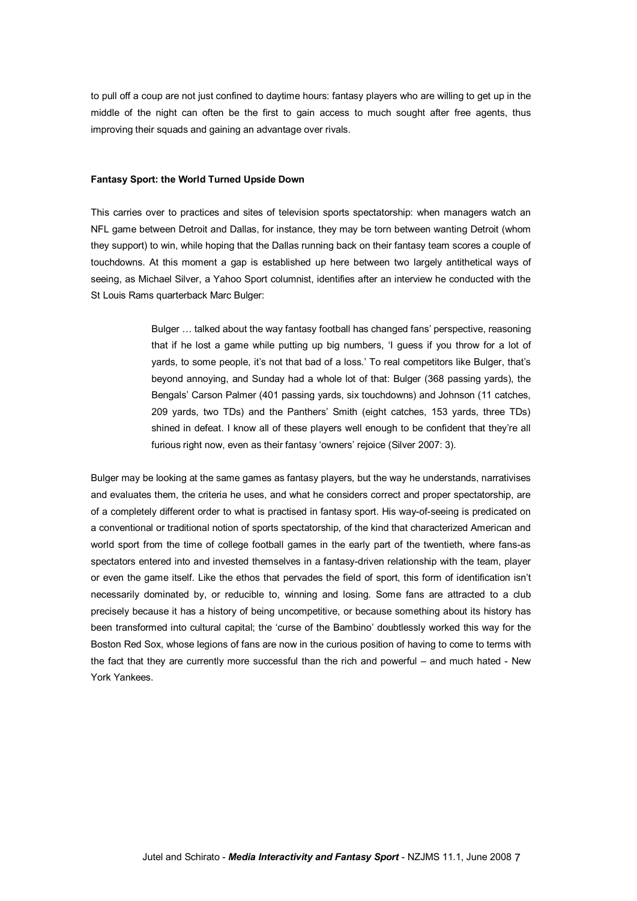to pull off a coup are not just confined to daytime hours: fantasy players who are willing to get up in the middle of the night can often be the first to gain access to much sought after free agents, thus improving their squads and gaining an advantage over rivals.

### Fantasy Sport: the World Turned Upside Down

This carries over to practices and sites of television sports spectatorship: when managers watch an NFL game between Detroit and Dallas, for instance, they may be torn between wanting Detroit (whom they support) to win, while hoping that the Dallas running back on their fantasy team scores a couple of touchdowns. At this moment a gap is established up here between two largely antithetical ways of seeing, as Michael Silver, a Yahoo Sport columnist, identifies after an interview he conducted with the St Louis Rams quarterback Marc Bulger:

> Bulger … talked about the way fantasy football has changed fans' perspective, reasoning that if he lost a game while putting up big numbers, 'I guess if you throw for a lot of yards, to some people, it's not that bad of a loss.' To real competitors like Bulger, that's beyond annoying, and Sunday had a whole lot of that: Bulger (368 passing yards), the Bengals' Carson Palmer (401 passing yards, six touchdowns) and Johnson (11 catches, 209 yards, two TDs) and the Panthers' Smith (eight catches, 153 yards, three TDs) shined in defeat. I know all of these players well enough to be confident that they're all furious right now, even as their fantasy 'owners' rejoice (Silver 2007: 3).

Bulger may be looking at the same games as fantasy players, but the way he understands, narrativises and evaluates them, the criteria he uses, and what he considers correct and proper spectatorship, are of a completely different order to what is practised in fantasy sport. His way-of-seeing is predicated on a conventional or traditional notion of sports spectatorship, of the kind that characterized American and world sport from the time of college football games in the early part of the twentieth, where fans-as spectators entered into and invested themselves in a fantasy-driven relationship with the team, player or even the game itself. Like the ethos that pervades the field of sport, this form of identification isn't necessarily dominated by, or reducible to, winning and losing. Some fans are attracted to a club precisely because it has a history of being uncompetitive, or because something about its history has been transformed into cultural capital; the 'curse of the Bambino' doubtlessly worked this way for the Boston Red Sox, whose legions of fans are now in the curious position of having to come to terms with the fact that they are currently more successful than the rich and powerful – and much hated - New York Yankees.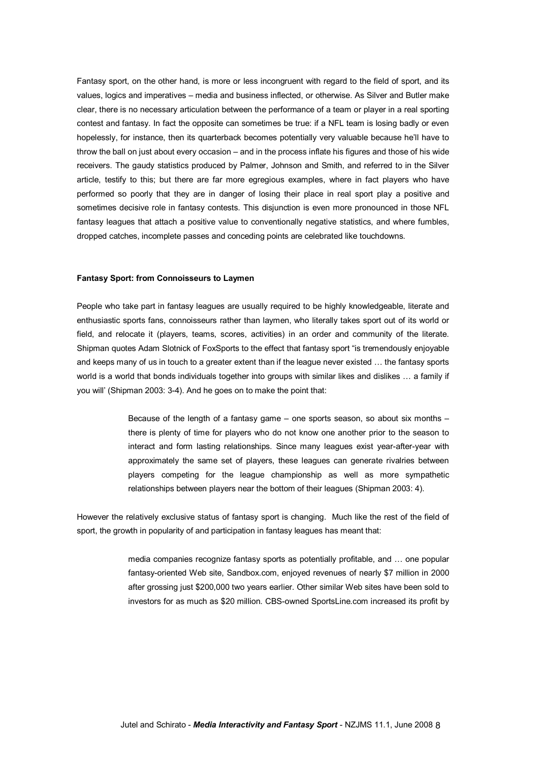Fantasy sport, on the other hand, is more or less incongruent with regard to the field of sport, and its values, logics and imperatives – media and business inflected, or otherwise. As Silver and Butler make clear, there is no necessary articulation between the performance of a team or player in a real sporting contest and fantasy. In fact the opposite can sometimes be true: if a NFL team is losing badly or even hopelessly, for instance, then its quarterback becomes potentially very valuable because he'll have to throw the ball on just about every occasion – and in the process inflate his figures and those of his wide receivers. The gaudy statistics produced by Palmer, Johnson and Smith, and referred to in the Silver article, testify to this; but there are far more egregious examples, where in fact players who have performed so poorly that they are in danger of losing their place in real sport play a positive and sometimes decisive role in fantasy contests. This disjunction is even more pronounced in those NFL fantasy leagues that attach a positive value to conventionally negative statistics, and where fumbles, dropped catches, incomplete passes and conceding points are celebrated like touchdowns.

**Fantasy Sport: from Connoisseurs to Laymen**

People who take part in fantasy leagues are usually required to be highly knowledgeable, literate and enthusiastic sports fans, connoisseurs rather than laymen, who literally takes sport out of its world or field, and relocate it (players, teams, scores, activities) in an order and community of the literate. Shipman quotes Adam Slotnick of FoxSports to the effect that fantasy sport "is tremendously enjoyable and keeps many of us in touch to a greater extent than if the league never existed … the fantasy sports world is a world that bonds individuals together into groups with similar likes and dislikes … a family if you will' (Shipman 2003: 3-4). And he goes on to make the point that:

> Because of the length of a fantasy game – one sports season, so about six months – there is plenty of time for players who do not know one another prior to the season to interact and form lasting relationships. Since many leagues exist year-after-year with approximately the same set of players, these leagues can generate rivalries between players competing for the league championship as well as more sympathetic relationships between players near the bottom of their leagues (Shipman 2003: 4).

However the relatively exclusive status of fantasy sport is changing. Much like the rest of the field of sport, the growth in popularity of and participation in fantasy leagues has meant that:

> media companies recognize fantasy sports as potentially profitable, and … one popular fantasy-oriented Web site, Sandbox.com, enjoyed revenues of nearly $7 million in 2000 after grossing just $200,000 two years earlier. Other similar Web sites have been sold to investors for as much as $20 million. CBS-owned SportsLine.com increased its profit by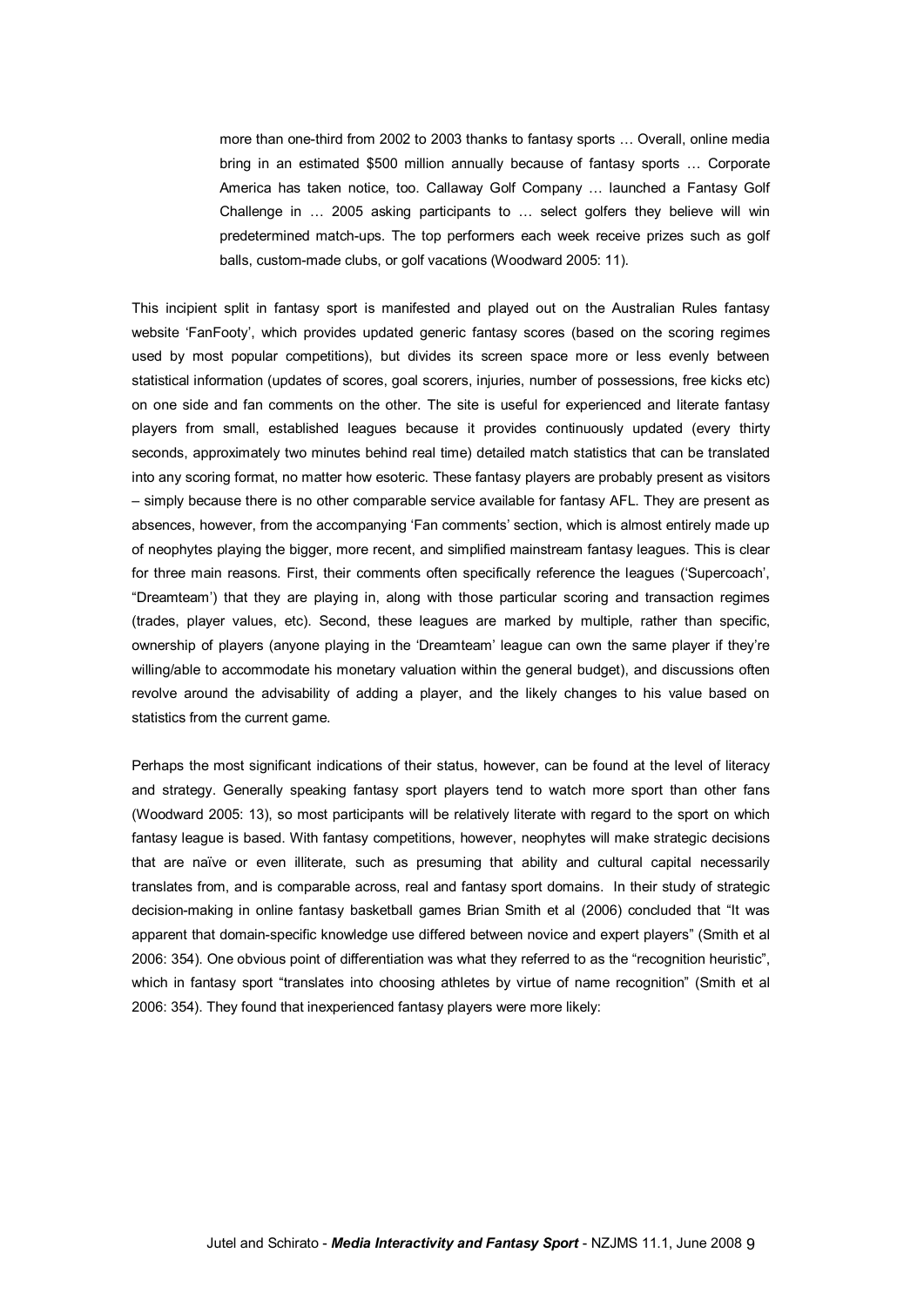> more than one-third from 2002 to 2003 thanks to fantasy sports … Overall, online media bring in an estimated $500 million annually because of fantasy sports … Corporate America has taken notice, too. Callaway Golf Company … launched a Fantasy Golf Challenge in … 2005 asking participants to … select golfers they believe will win predetermined match-ups. The top performers each week receive prizes such as golf balls, custom-made clubs, or golf vacations (Woodward 2005: 11).

This incipient split in fantasy sport is manifested and played out on the Australian Rules fantasy website 'FanFooty', which provides updated generic fantasy scores (based on the scoring regimes used by most popular competitions), but divides its screen space more or less evenly between statistical information (updates of scores, goal scorers, injuries, number of possessions, free kicks etc) on one side and fan comments on the other. The site is useful for experienced and literate fantasy players from small, established leagues because it provides continuously updated (every thirty seconds, approximately two minutes behind real time) detailed match statistics that can be translated into any scoring format, no matter how esoteric. These fantasy players are probably present as visitors – simply because there is no other comparable service available for fantasy AFL. They are present as absences, however, from the accompanying 'Fan comments' section, which is almost entirely made up of neophytes playing the bigger, more recent, and simplified mainstream fantasy leagues. This is clear for three main reasons. First, their comments often specifically reference the leagues ('Supercoach', "Dreamteam') that they are playing in, along with those particular scoring and transaction regimes (trades, player values, etc). Second, these leagues are marked by multiple, rather than specific, ownership of players (anyone playing in the 'Dreamteam' league can own the same player if they're willing/able to accommodate his monetary valuation within the general budget), and discussions often revolve around the advisability of adding a player, and the likely changes to his value based on statistics from the current game.

Perhaps the most significant indications of their status, however, can be found at the level of literacy and strategy. Generally speaking fantasy sport players tend to watch more sport than other fans (Woodward 2005: 13), so most participants will be relatively literate with regard to the sport on which fantasy league is based. With fantasy competitions, however, neophytes will make strategic decisions that are naïve or even illiterate, such as presuming that ability and cultural capital necessarily translates from, and is comparable across, real and fantasy sport domains. In their study of strategic decision-making in online fantasy basketball games Brian Smith et al (2006) concluded that "It was apparent that domain-specific knowledge use differed between novice and expert players" (Smith et al 2006: 354). One obvious point of differentiation was what they referred to as the "recognition heuristic", which in fantasy sport "translates into choosing athletes by virtue of name recognition" (Smith et al 2006: 354). They found that inexperienced fantasy players were more likely: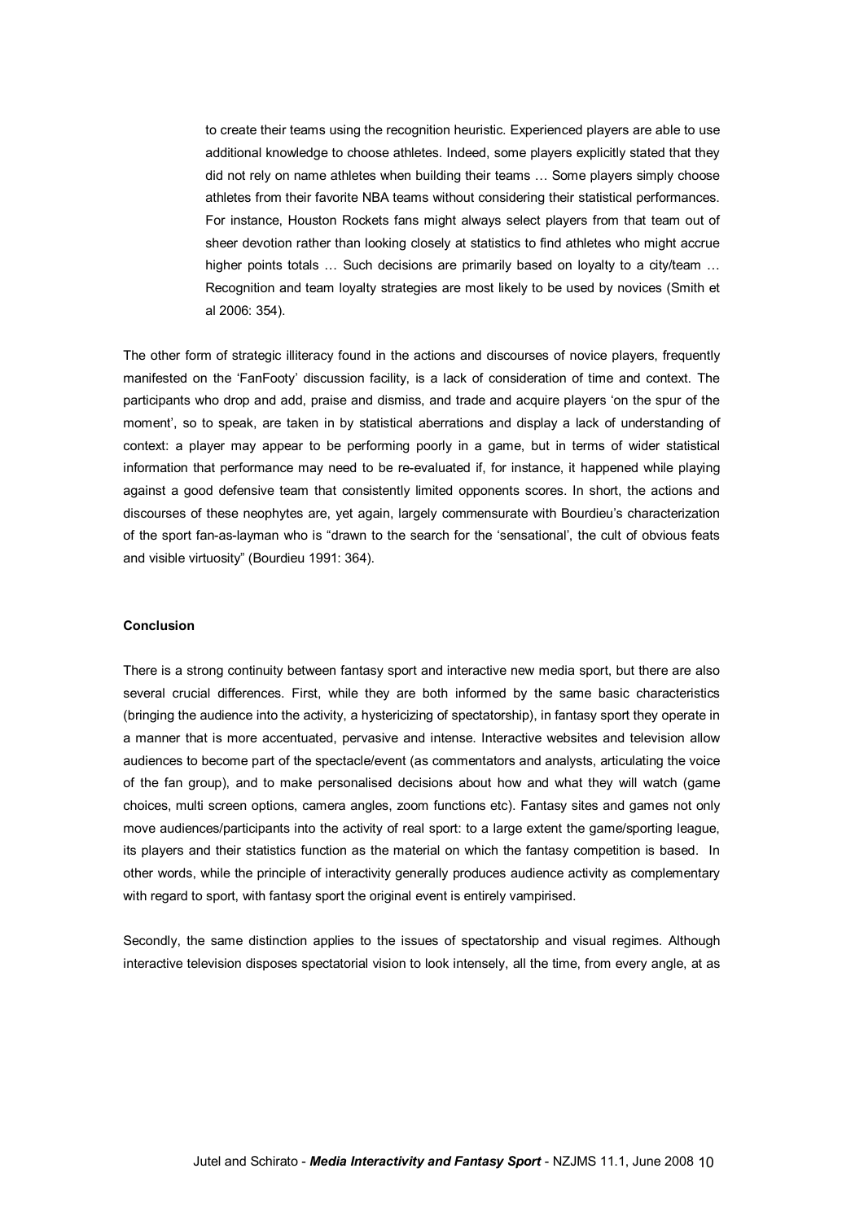> to create their teams using the recognition heuristic. Experienced players are able to use additional knowledge to choose athletes. Indeed, some players explicitly stated that they did not rely on name athletes when building their teams … Some players simply choose athletes from their favorite NBA teams without considering their statistical performances. For instance, Houston Rockets fans might always select players from that team out of sheer devotion rather than looking closely at statistics to find athletes who might accrue higher points totals … Such decisions are primarily based on loyalty to a city/team … Recognition and team loyalty strategies are most likely to be used by novices (Smith et al 2006: 354).

The other form of strategic illiteracy found in the actions and discourses of novice players, frequently manifested on the 'FanFooty' discussion facility, is a lack of consideration of time and context. The participants who drop and add, praise and dismiss, and trade and acquire players 'on the spur of the moment', so to speak, are taken in by statistical aberrations and display a lack of understanding of context: a player may appear to be performing poorly in a game, but in terms of wider statistical information that performance may need to be re-evaluated if, for instance, it happened while playing against a good defensive team that consistently limited opponents scores. In short, the actions and discourses of these neophytes are, yet again, largely commensurate with Bourdieu's characterization of the sport fan-as-layman who is "drawn to the search for the 'sensational', the cult of obvious feats and visible virtuosity" (Bourdieu 1991: 364).

## Conclusion

There is a strong continuity between fantasy sport and interactive new media sport, but there are also several crucial differences. First, while they are both informed by the same basic characteristics (bringing the audience into the activity, a hystericizing of spectatorship), in fantasy sport they operate in a manner that is more accentuated, pervasive and intense. Interactive websites and television allow audiences to become part of the spectacle/event (as commentators and analysts, articulating the voice of the fan group), and to make personalised decisions about how and what they will watch (game choices, multi screen options, camera angles, zoom functions etc). Fantasy sites and games not only move audiences/participants into the activity of real sport: to a large extent the game/sporting league, its players and their statistics function as the material on which the fantasy competition is based. In other words, while the principle of interactivity generally produces audience activity as complementary with regard to sport, with fantasy sport the original event is entirely vampirised.

Secondly, the same distinction applies to the issues of spectatorship and visual regimes. Although interactive television disposes spectatorial vision to look intensely, all the time, from every angle, at as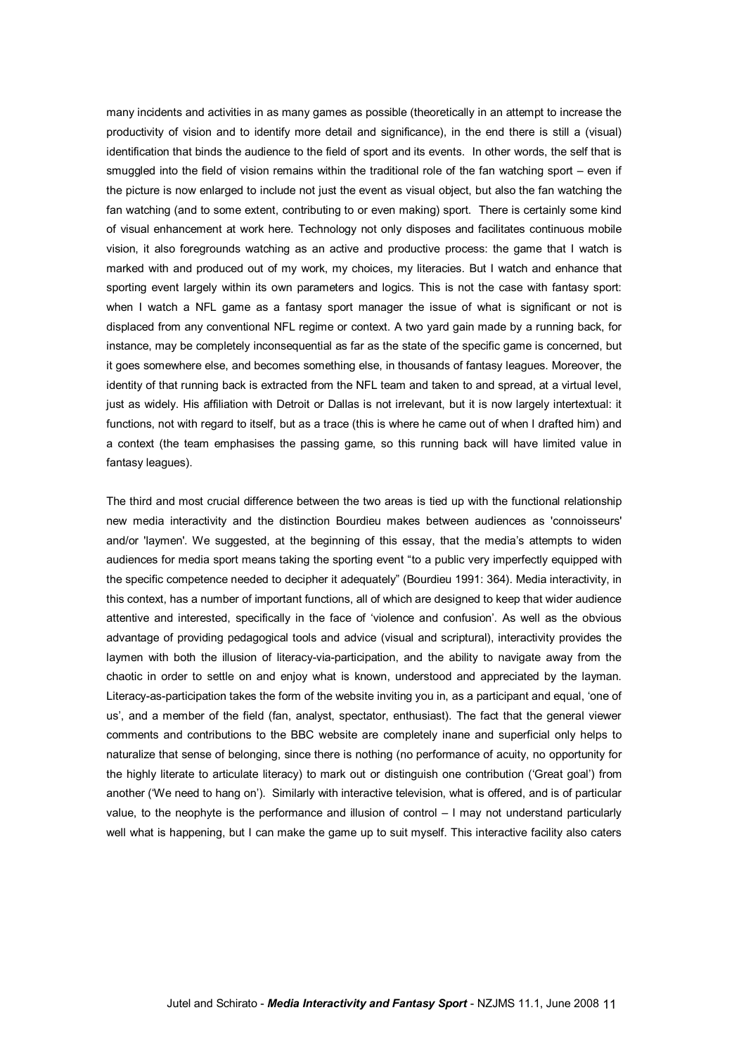many incidents and activities in as many games as possible (theoretically in an attempt to increase the productivity of vision and to identify more detail and significance), in the end there is still a (visual) identification that binds the audience to the field of sport and its events. In other words, the self that is smuggled into the field of vision remains within the traditional role of the fan watching sport – even if the picture is now enlarged to include not just the event as visual object, but also the fan watching the fan watching (and to some extent, contributing to or even making) sport. There is certainly some kind of visual enhancement at work here. Technology not only disposes and facilitates continuous mobile vision, it also foregrounds watching as an active and productive process: the game that I watch is marked with and produced out of my work, my choices, my literacies. But I watch and enhance that sporting event largely within its own parameters and logics. This is not the case with fantasy sport: when I watch a NFL game as a fantasy sport manager the issue of what is significant or not is displaced from any conventional NFL regime or context. A two yard gain made by a running back, for instance, may be completely inconsequential as far as the state of the specific game is concerned, but it goes somewhere else, and becomes something else, in thousands of fantasy leagues. Moreover, the identity of that running back is extracted from the NFL team and taken to and spread, at a virtual level, just as widely. His affiliation with Detroit or Dallas is not irrelevant, but it is now largely intertextual: it functions, not with regard to itself, but as a trace (this is where he came out of when I drafted him) and a context (the team emphasises the passing game, so this running back will have limited value in fantasy leagues).

The third and most crucial difference between the two areas is tied up with the functional relationship new media interactivity and the distinction Bourdieu makes between audiences as 'connoisseurs' and/or 'laymen'. We suggested, at the beginning of this essay, that the media's attempts to widen audiences for media sport means taking the sporting event "to a public very imperfectly equipped with the specific competence needed to decipher it adequately" (Bourdieu 1991: 364). Media interactivity, in this context, has a number of important functions, all of which are designed to keep that wider audience attentive and interested, specifically in the face of 'violence and confusion'. As well as the obvious advantage of providing pedagogical tools and advice (visual and scriptural), interactivity provides the laymen with both the illusion of literacy-via-participation, and the ability to navigate away from the chaotic in order to settle on and enjoy what is known, understood and appreciated by the layman. Literacy-as-participation takes the form of the website inviting you in, as a participant and equal, 'one of us', and a member of the field (fan, analyst, spectator, enthusiast). The fact that the general viewer comments and contributions to the BBC website are completely inane and superficial only helps to naturalize that sense of belonging, since there is nothing (no performance of acuity, no opportunity for the highly literate to articulate literacy) to mark out or distinguish one contribution ('Great goal') from another ('We need to hang on'). Similarly with interactive television, what is offered, and is of particular value, to the neophyte is the performance and illusion of control – I may not understand particularly well what is happening, but I can make the game up to suit myself. This interactive facility also caters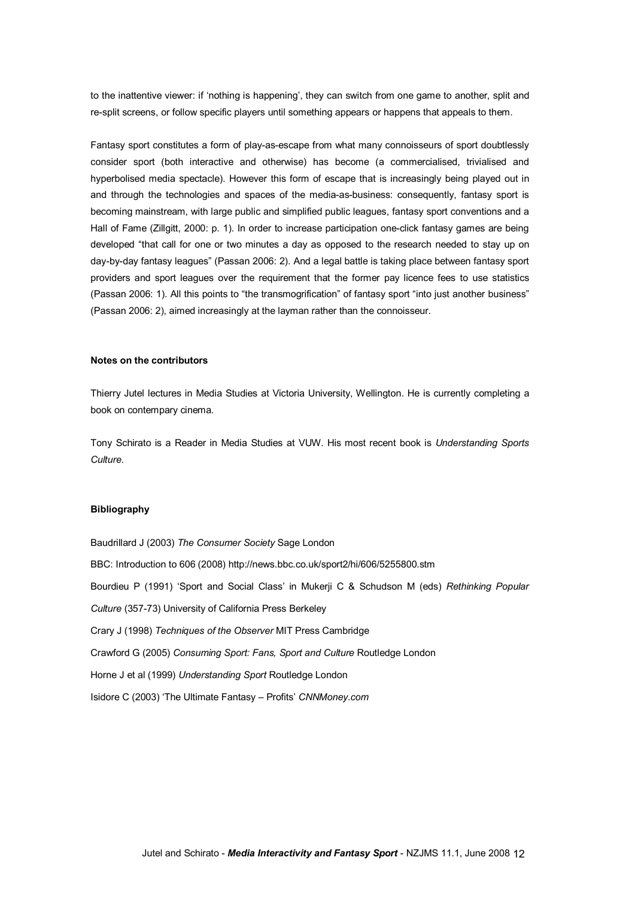to the inattentive viewer: if 'nothing is happening', they can switch from one game to another, split and re-split screens, or follow specific players until something appears or happens that appeals to them.

Fantasy sport constitutes a form of play-as-escape from what many connoisseurs of sport doubtlessly consider sport (both interactive and otherwise) has become (a commercialised, trivialised and hyperbolised media spectacle). However this form of escape that is increasingly being played out in and through the technologies and spaces of the media-as-business: consequently, fantasy sport is becoming mainstream, with large public and simplified public leagues, fantasy sport conventions and a Hall of Fame (Zillgitt, 2000: p. 1). In order to increase participation one-click fantasy games are being developed "that call for one or two minutes a day as opposed to the research needed to stay up on day-by-day fantasy leagues" (Passan 2006: 2). And a legal battle is taking place between fantasy sport providers and sport leagues over the requirement that the former pay licence fees to use statistics (Passan 2006: 1). All this points to "the transmogrification" of fantasy sport "into just another business" (Passan 2006: 2), aimed increasingly at the layman rather than the connoisseur.

#### Notes on the contributors

Thierry Jutel lectures in Media Studies at Victoria University, Wellington. He is currently completing a book on contempary cinema.

Tony Schirato is a Reader in Media Studies at VUW. His most recent book is *Understanding Sports Culture.*

#### Bibliography

Baudrillard J (2003) *The Consumer Society* Sage London

BBC: Introduction to 606 (2008) http://news.bbc.co.uk/sport2/hi/606/5255800.stm

Bourdieu P (1991) 'Sport and Social Class' in Mukerji C & Schudson M (eds) *Rethinking Popular Culture* (357-73) University of California Press Berkeley

Crary J (1998) *Techniques of the Observer* MIT Press Cambridge

Crawford G (2005) *Consuming Sport: Fans, Sport and Culture* Routledge London

Horne J et al (1999) *Understanding Sport* Routledge London

Isidore C (2003) 'The Ultimate Fantasy – Profits' *CNNMoney.com*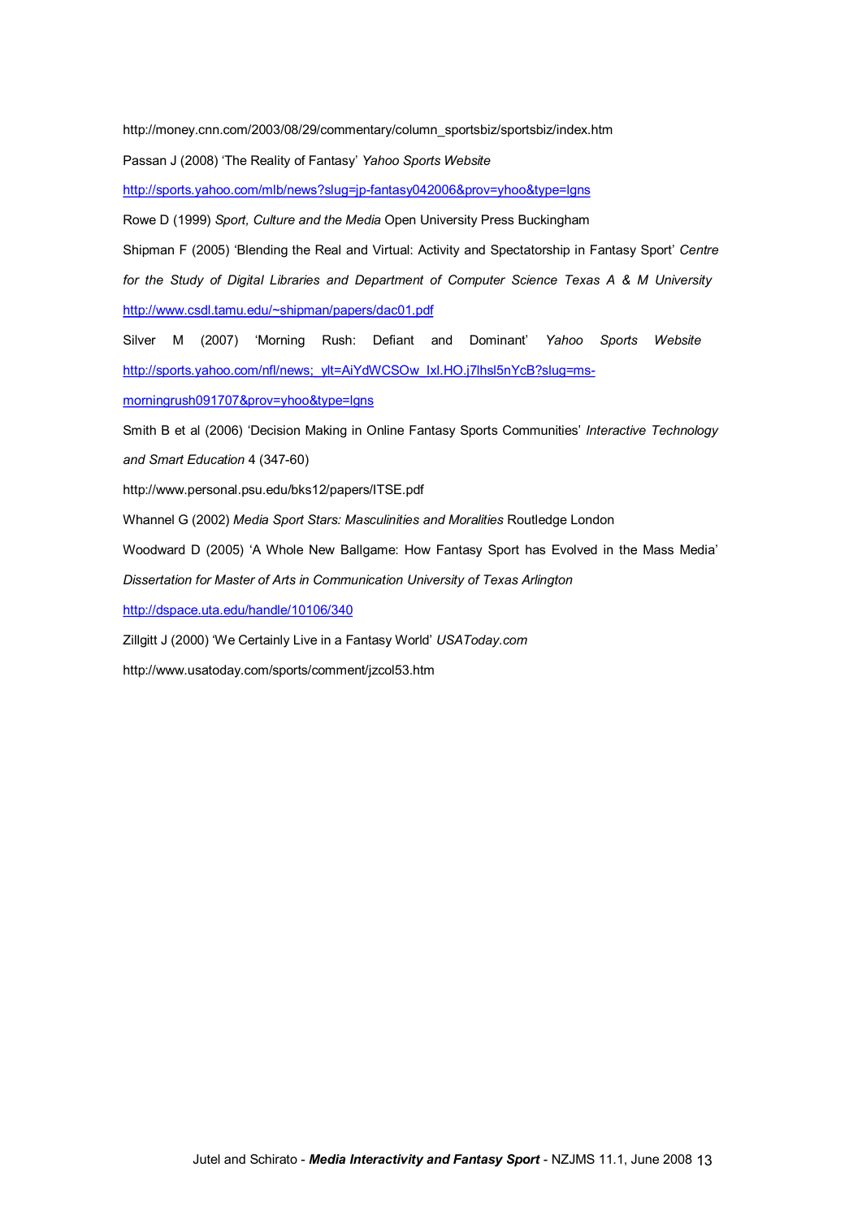http://money.cnn.com/2003/08/29/commentary/column_sportsbiz/sportsbiz/index.htm

Passan J (2008) 'The Reality of Fantasy' *Yahoo Sports Website* http://sports.yahoo.com/mlb/news?slug=jp-fantasy042006&prov=yhoo&type=lgns

Rowe D (1999) *Sport, Culture and the Media* Open University Press Buckingham

Shipman F (2005) 'Blending the Real and Virtual: Activity and Spectatorship in Fantasy Sport' *Centre for the Study of Digital Libraries and Department of Computer Science Texas A & M University* http://www.csdl.tamu.edu/~shipman/papers/dac01.pdf

Silver M (2007) 'Morning Rush: Defiant and Dominant' *Yahoo Sports Website* http://sports.yahoo.com/nfl/news;_ylt=AiYdWCSOw_Ixl.HO.j7lhsl5nYcB?slug=ms-morningrush091707&prov=yhoo&type=lgns

Smith B et al (2006) 'Decision Making in Online Fantasy Sports Communities' *Interactive Technology and Smart Education* 4 (347-60) http://www.personal.psu.edu/bks12/papers/ITSE.pdf

Whannel G (2002) *Media Sport Stars: Masculinities and Moralities* Routledge London

Woodward D (2005) 'A Whole New Ballgame: How Fantasy Sport has Evolved in the Mass Media' *Dissertation for Master of Arts in Communication University of Texas Arlington* http://dspace.uta.edu/handle/10106/340

Zillgitt J (2000) 'We Certainly Live in a Fantasy World' *USAToday.com* http://www.usatoday.com/sports/comment/jzcol53.htm